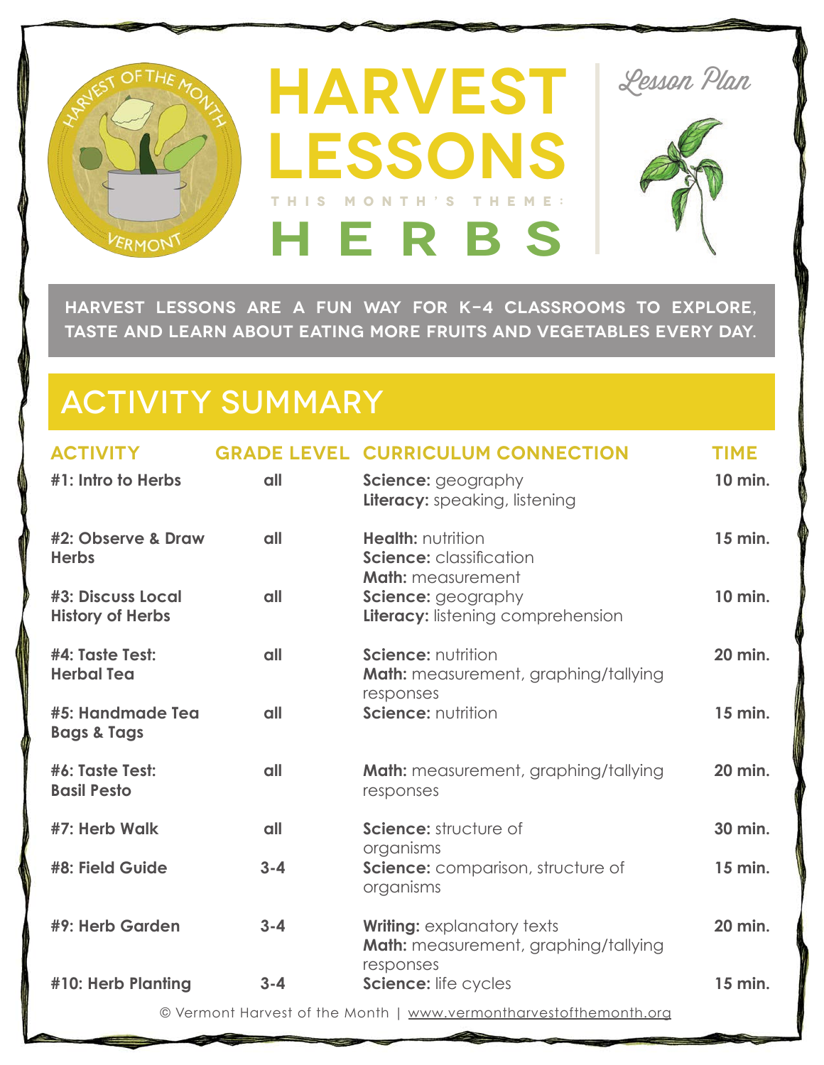# HARVEST LESSONS

THIS MONTH'S THEME:

## HERBS

*Lesson Plan*

**HARVEST LESSONS ARE A FUN WAY FOR K–4 CLASSROOMS TO EXPLORE, TASTE AND LEARN ABOUT EATING MORE FRUITS AND VEGETABLES EVERY DAY.**

## ACTIVITY SUMMARY

| ACTIVITY | GRADE LEVEL | CURRICULUM CONNECTION | TIME |
|---|---|---|---|
| **#1: Intro to Herbs** | all | **Science:** geography<br>**Literacy:** speaking, listening | **10 min.** |
| **#2: Observe & Draw Herbs** | all | **Health:** nutrition<br>**Science:** classification<br>**Math:** measurement | **15 min.** |
| **#3: Discuss Local History of Herbs** | all | **Science:** geography<br>**Literacy:** listening comprehension | **10 min.** |
| **#4: Taste Test: Herbal Tea** | all | **Science:** nutrition<br>**Math:** measurement, graphing/tallying responses | **20 min.** |
| **#5: Handmade Tea Bags & Tags** | all | **Science:** nutrition | **15 min.** |
| **#6: Taste Test: Basil Pesto** | all | **Math:** measurement, graphing/tallying responses | **20 min.** |
| **#7: Herb Walk** | all | **Science:** structure of organisms | **30 min.** |
| **#8: Field Guide** | 3-4 | **Science:** comparison, structure of organisms | **15 min.** |
| **#9: Herb Garden** | 3-4 | **Writing:** explanatory texts<br>**Math:** measurement, graphing/tallying responses | **20 min.** |
| **#10: Herb Planting** | 3-4 | **Science:** life cycles | **15 min.** |

© Vermont Harvest of the Month | www.vermontharvestofthemonth.org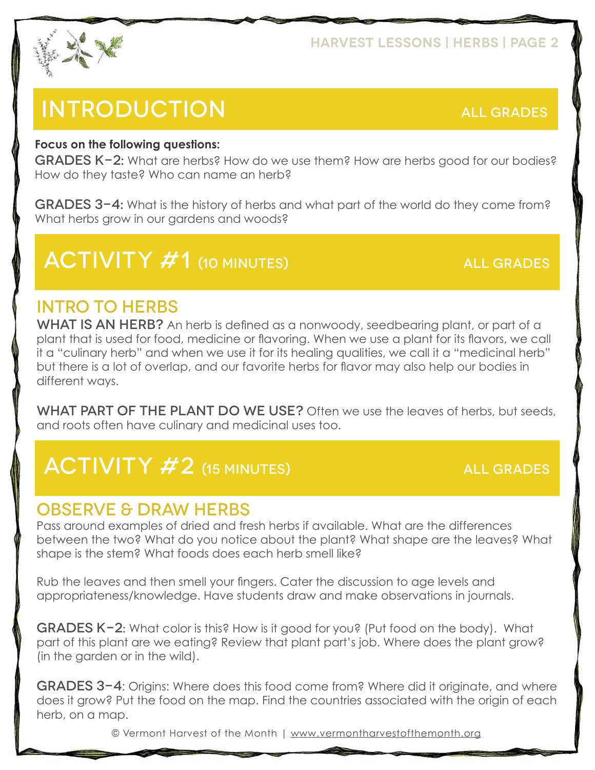# INTRODUCTION

ALL GRADES

**Focus on the following questions:**

GRADES K–2: What are herbs? How do we use them? How are herbs good for our bodies? How do they taste? Who can name an herb?

GRADES 3–4: What is the history of herbs and what part of the world do they come from? What herbs grow in our gardens and woods?

# ACTIVITY #1 (10 MINUTES)

ALL GRADES

## INTRO TO HERBS

**WHAT IS AN HERB?** An herb is defined as a nonwoody, seedbearing plant, or part of a plant that is used for food, medicine or flavoring. When we use a plant for its flavors, we call it a "culinary herb" and when we use it for its healing qualities, we call it a "medicinal herb" but there is a lot of overlap, and our favorite herbs for flavor may also help our bodies in different ways.

**WHAT PART OF THE PLANT DO WE USE?** Often we use the leaves of herbs, but seeds, and roots often have culinary and medicinal uses too.

# ACTIVITY #2 (15 MINUTES)

ALL GRADES

## OBSERVE & DRAW HERBS

Pass around examples of dried and fresh herbs if available. What are the differences between the two? What do you notice about the plant? What shape are the leaves? What shape is the stem? What foods does each herb smell like?

Rub the leaves and then smell your fingers. Cater the discussion to age levels and appropriateness/knowledge. Have students draw and make observations in journals.

GRADES K–2: What color is this? How is it good for you? (Put food on the body). What part of this plant are we eating? Review that plant part's job. Where does the plant grow? (in the garden or in the wild).

GRADES 3–4: Origins: Where does this food come from? Where did it originate, and where does it grow? Put the food on the map. Find the countries associated with the origin of each herb, on a map.

© Vermont Harvest of the Month | www.vermontharvestofthemonth.org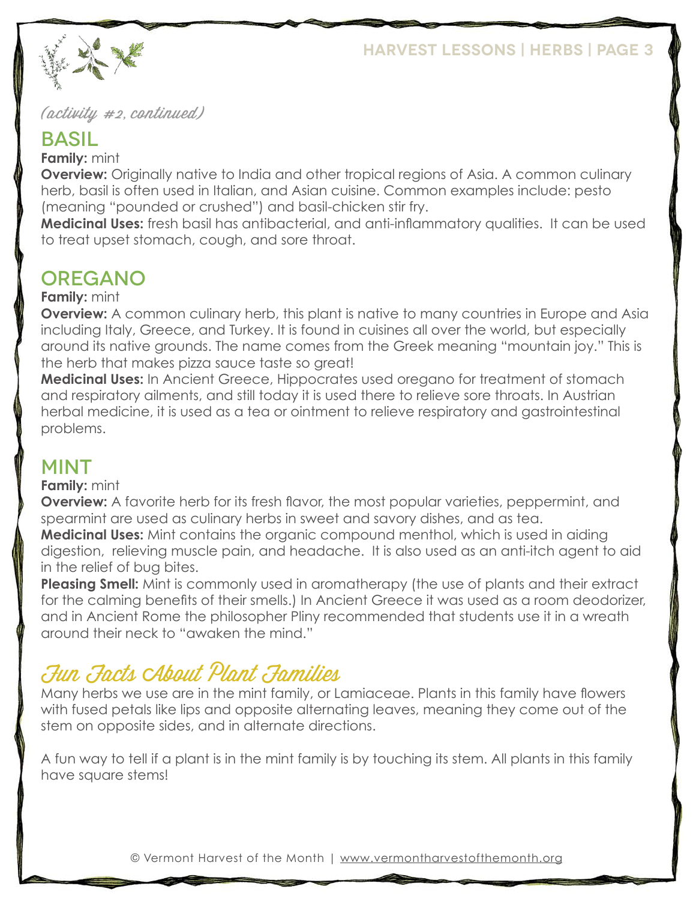*(activity #2, continued)*

## BASIL

**Family:** mint

**Overview:** Originally native to India and other tropical regions of Asia. A common culinary herb, basil is often used in Italian, and Asian cuisine. Common examples include: pesto (meaning "pounded or crushed") and basil-chicken stir fry.

**Medicinal Uses:** fresh basil has antibacterial, and anti-inflammatory qualities.  It can be used to treat upset stomach, cough, and sore throat.

## OREGANO

**Family:** mint

**Overview:** A common culinary herb, this plant is native to many countries in Europe and Asia including Italy, Greece, and Turkey. It is found in cuisines all over the world, but especially around its native grounds. The name comes from the Greek meaning "mountain joy." This is the herb that makes pizza sauce taste so great!

**Medicinal Uses:** In Ancient Greece, Hippocrates used oregano for treatment of stomach and respiratory ailments, and still today it is used there to relieve sore throats. In Austrian herbal medicine, it is used as a tea or ointment to relieve respiratory and gastrointestinal problems.

## MINT

**Family:** mint

**Overview:** A favorite herb for its fresh flavor, the most popular varieties, peppermint, and spearmint are used as culinary herbs in sweet and savory dishes, and as tea.

**Medicinal Uses:** Mint contains the organic compound menthol, which is used in aiding digestion,  relieving muscle pain, and headache.  It is also used as an anti-itch agent to aid in the relief of bug bites.

**Pleasing Smell:** Mint is commonly used in aromatherapy (the use of plants and their extract for the calming benefits of their smells.) In Ancient Greece it was used as a room deodorizer, and in Ancient Rome the philosopher Pliny recommended that students use it in a wreath around their neck to "awaken the mind."

## Fun Facts About Plant Families

Many herbs we use are in the mint family, or Lamiaceae. Plants in this family have flowers with fused petals like lips and opposite alternating leaves, meaning they come out of the stem on opposite sides, and in alternate directions.

A fun way to tell if a plant is in the mint family is by touching its stem. All plants in this family have square stems!

© Vermont Harvest of the Month | www.vermontharvestofthemonth.org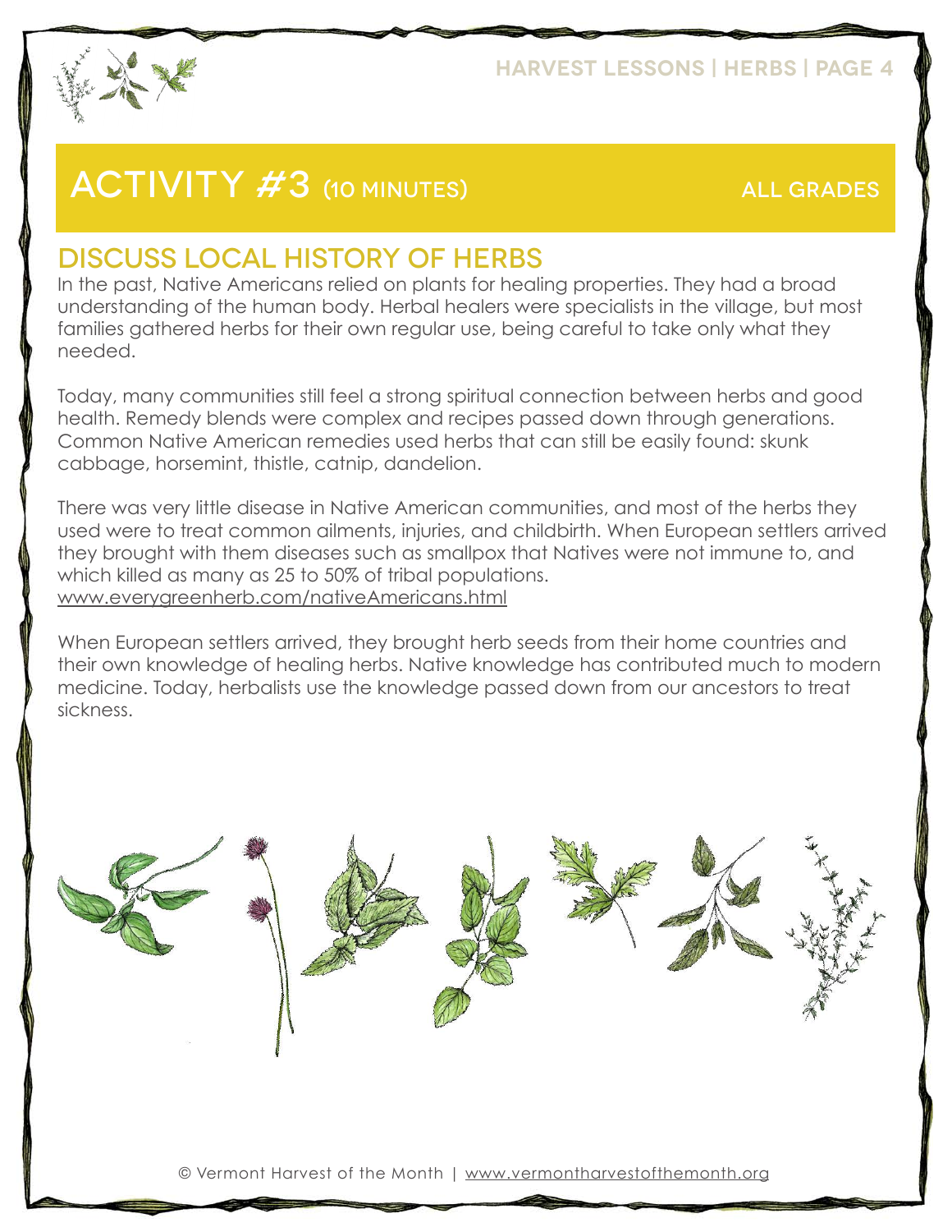# ACTIVITY #3 (10 MINUTES)

ALL GRADES

## DISCUSS LOCAL HISTORY OF HERBS

In the past, Native Americans relied on plants for healing properties. They had a broad understanding of the human body. Herbal healers were specialists in the village, but most families gathered herbs for their own regular use, being careful to take only what they needed.

Today, many communities still feel a strong spiritual connection between herbs and good health. Remedy blends were complex and recipes passed down through generations. Common Native American remedies used herbs that can still be easily found: skunk cabbage, horsemint, thistle, catnip, dandelion.

There was very little disease in Native American communities, and most of the herbs they used were to treat common ailments, injuries, and childbirth. When European settlers arrived they brought with them diseases such as smallpox that Natives were not immune to, and which killed as many as 25 to 50% of tribal populations.
www.everygreenherb.com/nativeAmericans.html

When European settlers arrived, they brought herb seeds from their home countries and their own knowledge of healing herbs. Native knowledge has contributed much to modern medicine. Today, herbalists use the knowledge passed down from our ancestors to treat sickness.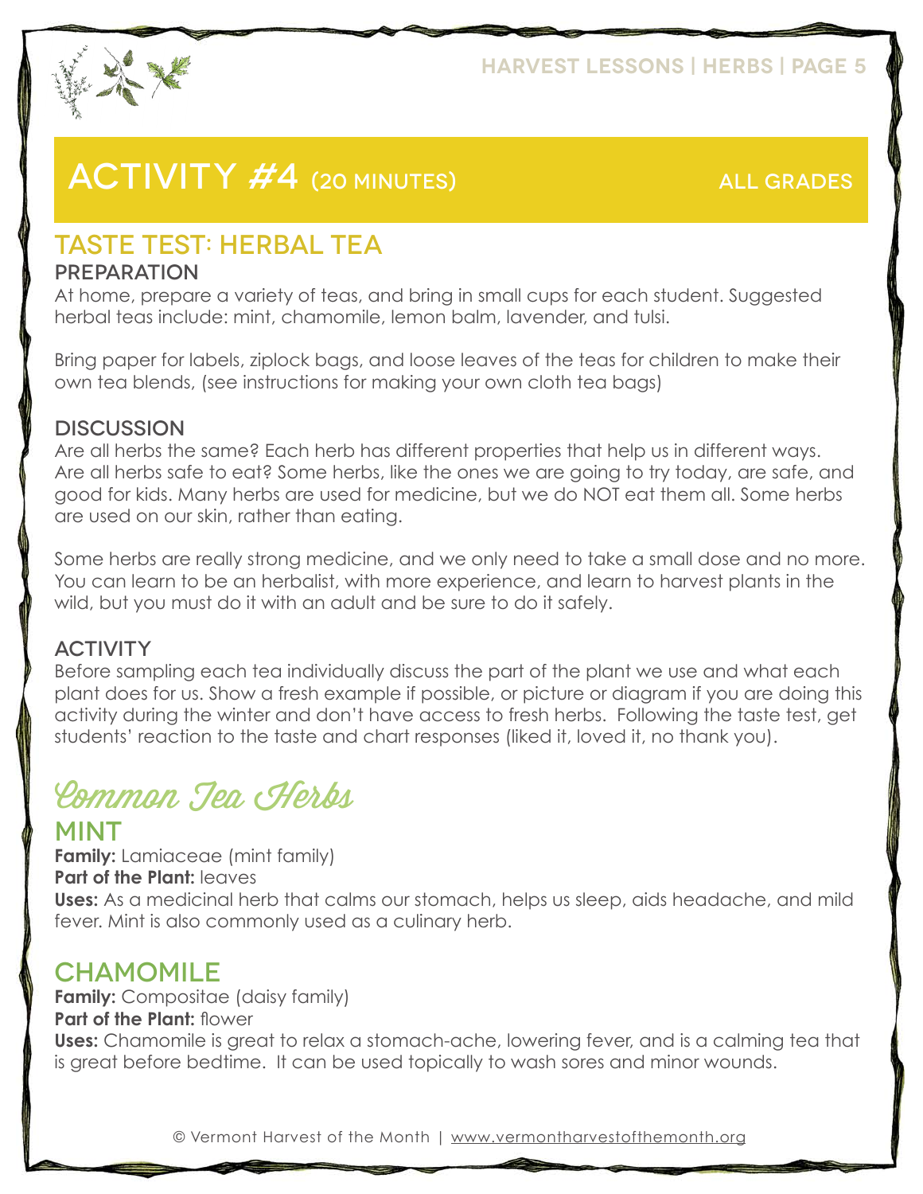# ACTIVITY #4 (20 MINUTES) ALL GRADES

## TASTE TEST: HERBAL TEA

### PREPARATION

At home, prepare a variety of teas, and bring in small cups for each student. Suggested herbal teas include: mint, chamomile, lemon balm, lavender, and tulsi.

Bring paper for labels, ziplock bags, and loose leaves of the teas for children to make their own tea blends, (see instructions for making your own cloth tea bags)

### DISCUSSION

Are all herbs the same? Each herb has different properties that help us in different ways. Are all herbs safe to eat? Some herbs, like the ones we are going to try today, are safe, and good for kids. Many herbs are used for medicine, but we do NOT eat them all. Some herbs are used on our skin, rather than eating.

Some herbs are really strong medicine, and we only need to take a small dose and no more. You can learn to be an herbalist, with more experience, and learn to harvest plants in the wild, but you must do it with an adult and be sure to do it safely.

### ACTIVITY

Before sampling each tea individually discuss the part of the plant we use and what each plant does for us. Show a fresh example if possible, or picture or diagram if you are doing this activity during the winter and don't have access to fresh herbs. Following the taste test, get students' reaction to the taste and chart responses (liked it, loved it, no thank you).

## Common Tea Herbs

### MINT

**Family:** Lamiaceae (mint family)
**Part of the Plant:** leaves
**Uses:** As a medicinal herb that calms our stomach, helps us sleep, aids headache, and mild fever. Mint is also commonly used as a culinary herb.

### CHAMOMILE

**Family:** Compositae (daisy family)
**Part of the Plant:** flower
**Uses:** Chamomile is great to relax a stomach-ache, lowering fever, and is a calming tea that is great before bedtime. It can be used topically to wash sores and minor wounds.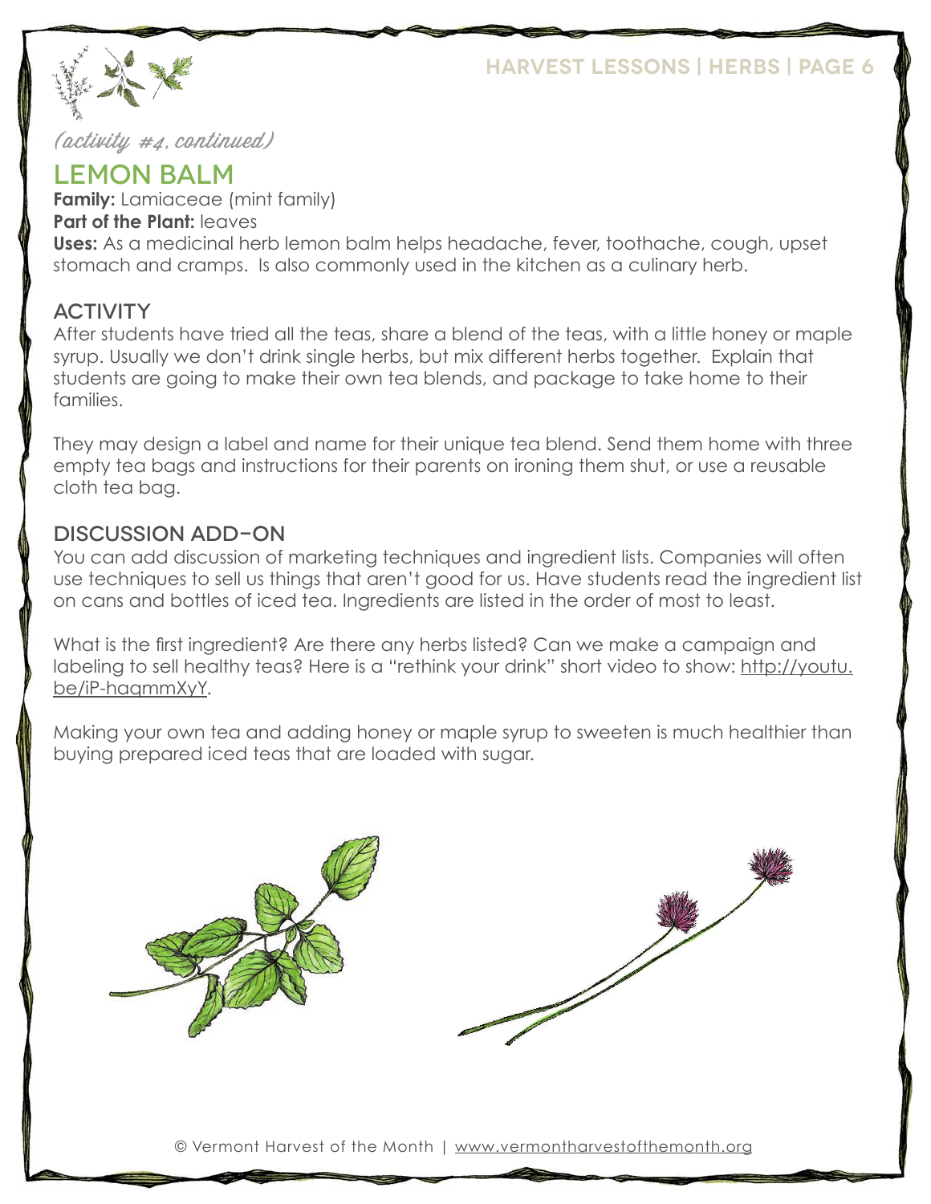*(activity #4, continued)*

## LEMON BALM

**Family:** Lamiaceae (mint family)
**Part of the Plant:** leaves
**Uses:** As a medicinal herb lemon balm helps headache, fever, toothache, cough, upset stomach and cramps. Is also commonly used in the kitchen as a culinary herb.

### ACTIVITY

After students have tried all the teas, share a blend of the teas, with a little honey or maple syrup. Usually we don't drink single herbs, but mix different herbs together. Explain that students are going to make their own tea blends, and package to take home to their families.

They may design a label and name for their unique tea blend. Send them home with three empty tea bags and instructions for their parents on ironing them shut, or use a reusable cloth tea bag.

### DISCUSSION ADD-ON

You can add discussion of marketing techniques and ingredient lists. Companies will often use techniques to sell us things that aren't good for us. Have students read the ingredient list on cans and bottles of iced tea. Ingredients are listed in the order of most to least.

What is the first ingredient? Are there any herbs listed? Can we make a campaign and labeling to sell healthy teas? Here is a "rethink your drink" short video to show: http://youtu.be/iP-haqmmXyY.

Making your own tea and adding honey or maple syrup to sweeten is much healthier than buying prepared iced teas that are loaded with sugar.

© Vermont Harvest of the Month | www.vermontharvestofthemonth.org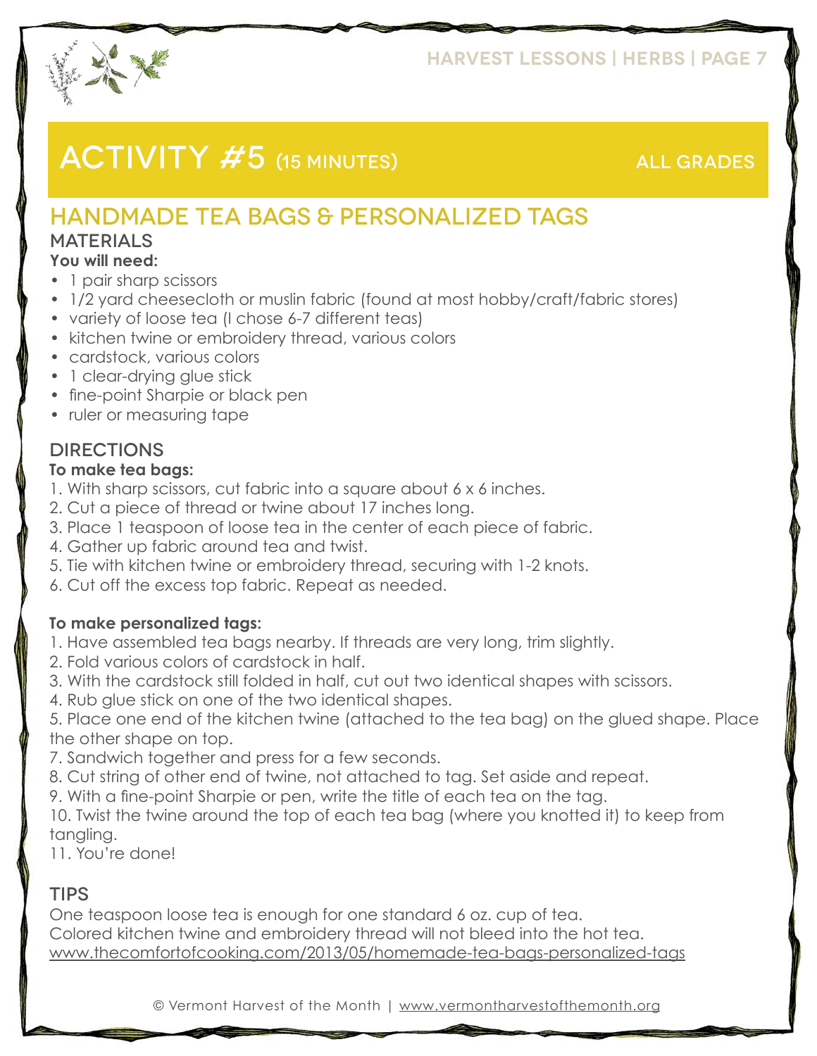# ACTIVITY #5 (15 MINUTES) ALL GRADES

## HANDMADE TEA BAGS & PERSONALIZED TAGS

### MATERIALS

**You will need:**

- 1 pair sharp scissors
- 1/2 yard cheesecloth or muslin fabric (found at most hobby/craft/fabric stores)
- variety of loose tea (I chose 6-7 different teas)
- kitchen twine or embroidery thread, various colors
- cardstock, various colors
- 1 clear-drying glue stick
- fine-point Sharpie or black pen
- ruler or measuring tape

### DIRECTIONS

**To make tea bags:**

1. With sharp scissors, cut fabric into a square about 6 x 6 inches.
2. Cut a piece of thread or twine about 17 inches long.
3. Place 1 teaspoon of loose tea in the center of each piece of fabric.
4. Gather up fabric around tea and twist.
5. Tie with kitchen twine or embroidery thread, securing with 1-2 knots.
6. Cut off the excess top fabric. Repeat as needed.

**To make personalized tags:**

1. Have assembled tea bags nearby. If threads are very long, trim slightly.
2. Fold various colors of cardstock in half.
3. With the cardstock still folded in half, cut out two identical shapes with scissors.
4. Rub glue stick on one of the two identical shapes.
5. Place one end of the kitchen twine (attached to the tea bag) on the glued shape. Place the other shape on top.
7. Sandwich together and press for a few seconds.
8. Cut string of other end of twine, not attached to tag. Set aside and repeat.
9. With a fine-point Sharpie or pen, write the title of each tea on the tag.
10. Twist the twine around the top of each tea bag (where you knotted it) to keep from tangling.
11. You're done!

### TIPS

One teaspoon loose tea is enough for one standard 6 oz. cup of tea.
Colored kitchen twine and embroidery thread will not bleed into the hot tea.
www.thecomfortofcooking.com/2013/05/homemade-tea-bags-personalized-tags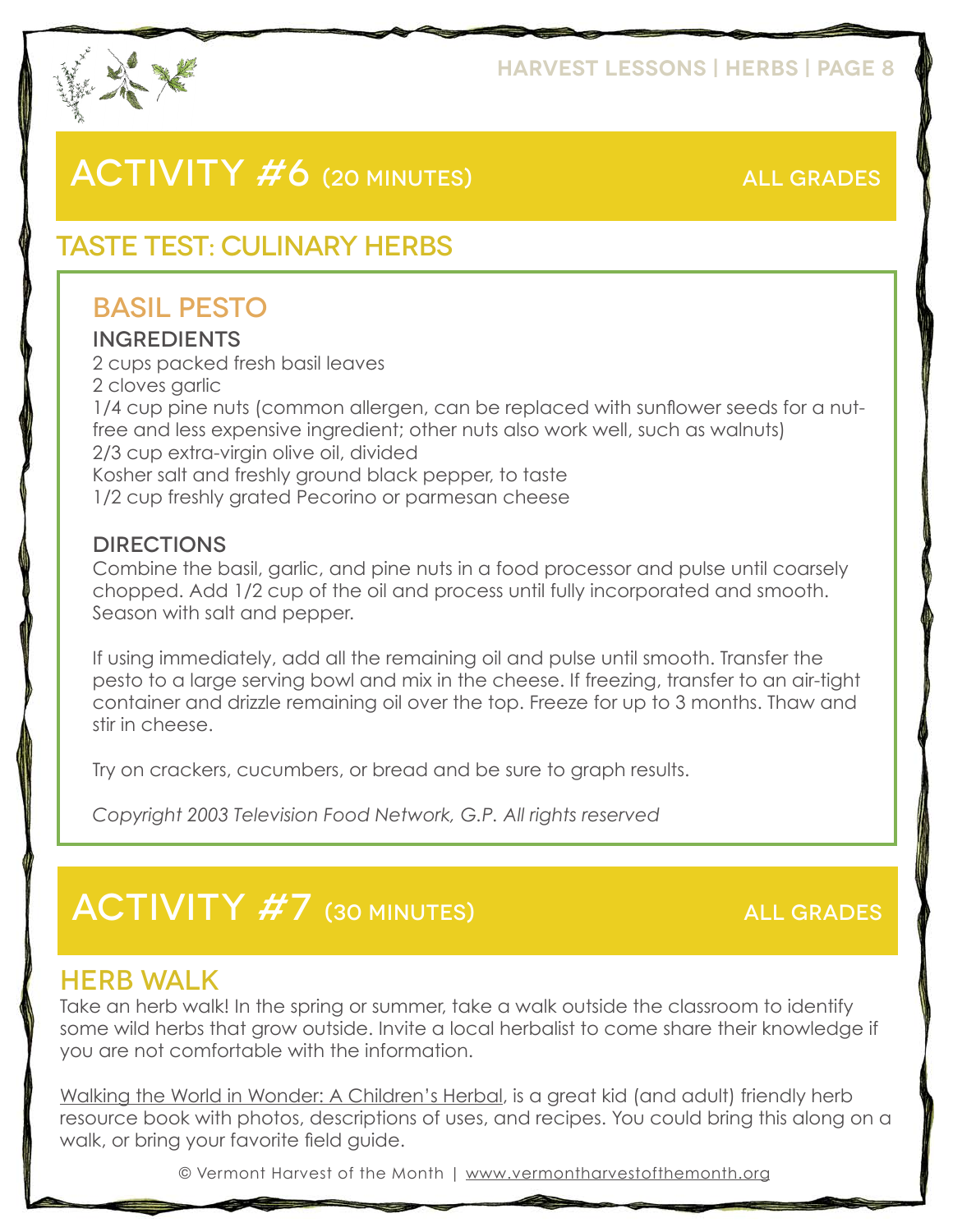## ACTIVITY #6 (20 MINUTES) ALL GRADES

### TASTE TEST: CULINARY HERBS

#### BASIL PESTO

**INGREDIENTS**

2 cups packed fresh basil leaves
2 cloves garlic
1/4 cup pine nuts (common allergen, can be replaced with sunflower seeds for a nut-free and less expensive ingredient; other nuts also work well, such as walnuts)
2/3 cup extra-virgin olive oil, divided
Kosher salt and freshly ground black pepper, to taste
1/2 cup freshly grated Pecorino or parmesan cheese

**DIRECTIONS**

Combine the basil, garlic, and pine nuts in a food processor and pulse until coarsely chopped. Add 1/2 cup of the oil and process until fully incorporated and smooth. Season with salt and pepper.

If using immediately, add all the remaining oil and pulse until smooth. Transfer the pesto to a large serving bowl and mix in the cheese. If freezing, transfer to an air-tight container and drizzle remaining oil over the top. Freeze for up to 3 months. Thaw and stir in cheese.

Try on crackers, cucumbers, or bread and be sure to graph results.

*Copyright 2003 Television Food Network, G.P. All rights reserved*

## ACTIVITY #7 (30 MINUTES) ALL GRADES

### HERB WALK

Take an herb walk! In the spring or summer, take a walk outside the classroom to identify some wild herbs that grow outside. Invite a local herbalist to come share their knowledge if you are not comfortable with the information.

Walking the World in Wonder: A Children's Herbal, is a great kid (and adult) friendly herb resource book with photos, descriptions of uses, and recipes. You could bring this along on a walk, or bring your favorite field guide.

© Vermont Harvest of the Month | www.vermontharvestofthemonth.org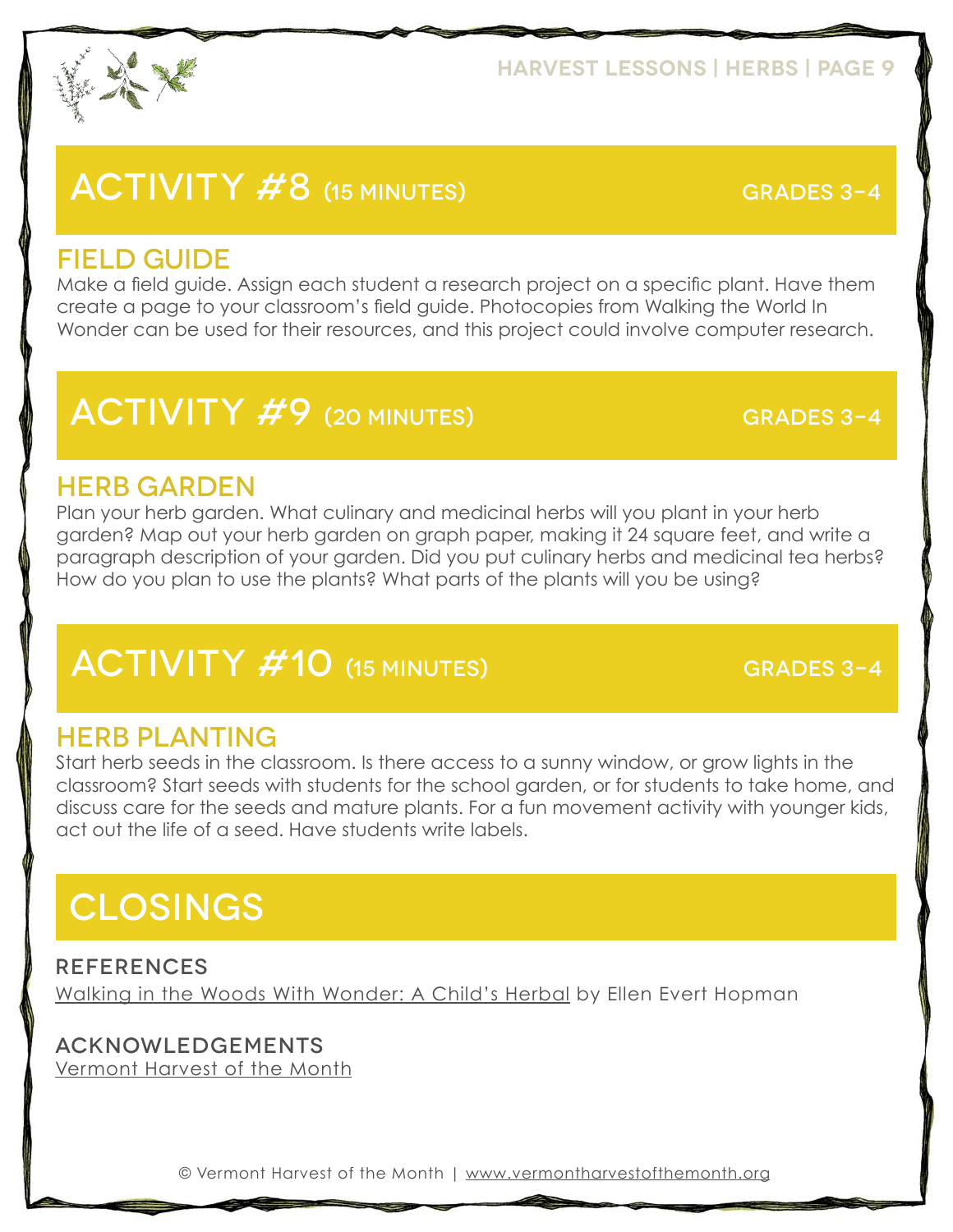## ACTIVITY #8 (15 MINUTES) GRADES 3-4

### FIELD GUIDE

Make a field guide. Assign each student a research project on a specific plant. Have them create a page to your classroom's field guide. Photocopies from Walking the World In Wonder can be used for their resources, and this project could involve computer research.

## ACTIVITY #9 (20 MINUTES) GRADES 3-4

### HERB GARDEN

Plan your herb garden. What culinary and medicinal herbs will you plant in your herb garden? Map out your herb garden on graph paper, making it 24 square feet, and write a paragraph description of your garden. Did you put culinary herbs and medicinal tea herbs? How do you plan to use the plants? What parts of the plants will you be using?

## ACTIVITY #10 (15 MINUTES) GRADES 3-4

### HERB PLANTING

Start herb seeds in the classroom. Is there access to a sunny window, or grow lights in the classroom? Start seeds with students for the school garden, or for students to take home, and discuss care for the seeds and mature plants. For a fun movement activity with younger kids, act out the life of a seed. Have students write labels.

## CLOSINGS

### REFERENCES

Walking in the Woods With Wonder: A Child's Herbal by Ellen Evert Hopman

### ACKNOWLEDGEMENTS

Vermont Harvest of the Month

© Vermont Harvest of the Month | www.vermontharvestofthemonth.org